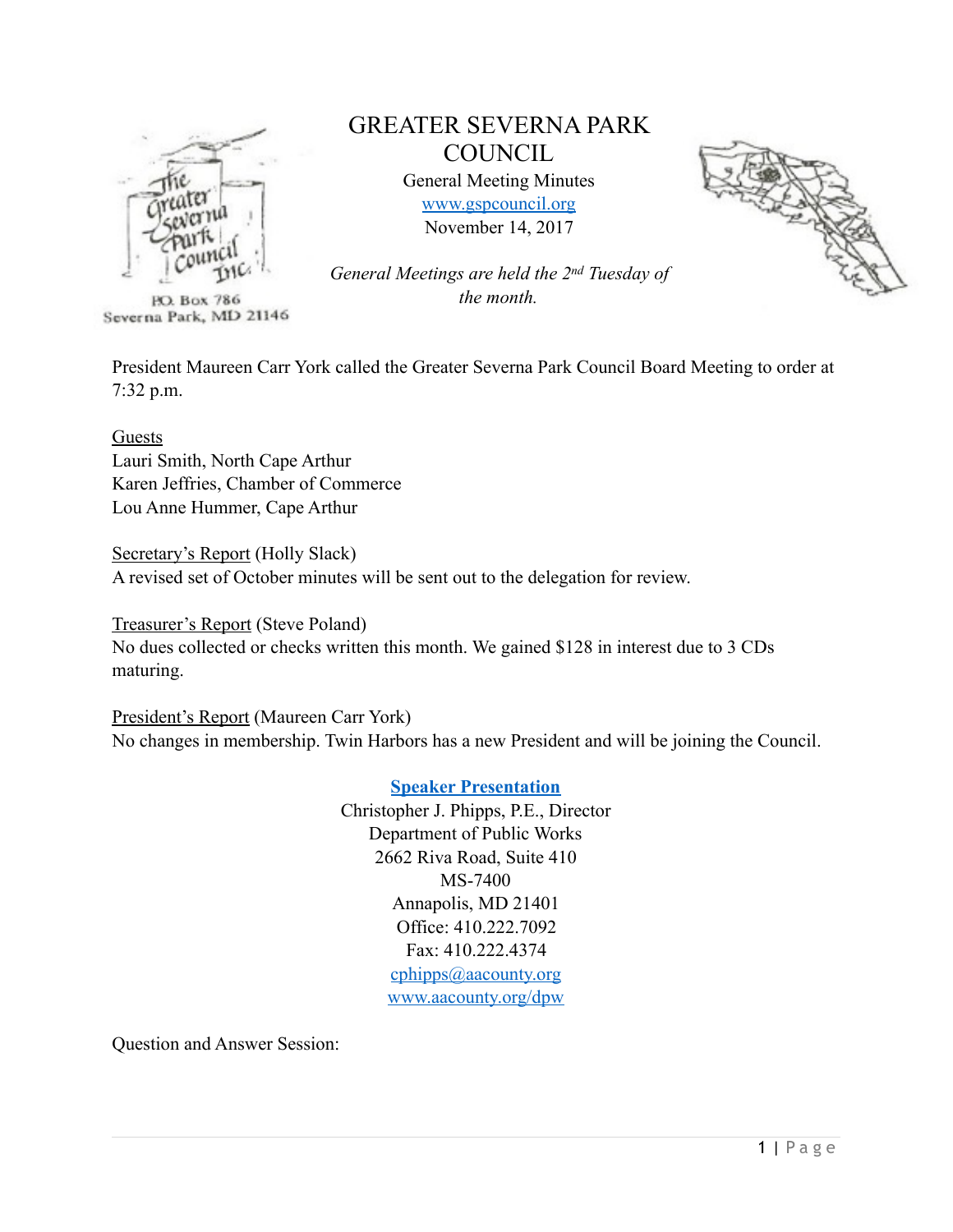# GREATER SEVERNA PARK COUNCIL

General Meeting Minutes

www.gspcouncil.org

November 14, 2017

*General Meetings are held the 2nd Tuesday of the month.*

P.O. Box 786
Severna Park, MD 21146

President Maureen Carr York called the Greater Severna Park Council Board Meeting to order at 7:32 p.m.

Guests

Lauri Smith, North Cape Arthur
Karen Jeffries, Chamber of Commerce
Lou Anne Hummer, Cape Arthur

Secretary's Report (Holly Slack)

A revised set of October minutes will be sent out to the delegation for review.

Treasurer's Report (Steve Poland)

No dues collected or checks written this month. We gained $128 in interest due to 3 CDs maturing.

President's Report (Maureen Carr York)

No changes in membership. Twin Harbors has a new President and will be joining the Council.

**Speaker Presentation**

Christopher J. Phipps, P.E., Director
Department of Public Works
2662 Riva Road, Suite 410
MS-7400
Annapolis, MD 21401
Office: 410.222.7092
Fax: 410.222.4374
cphipps@aacounty.org
www.aacounty.org/dpw

Question and Answer Session: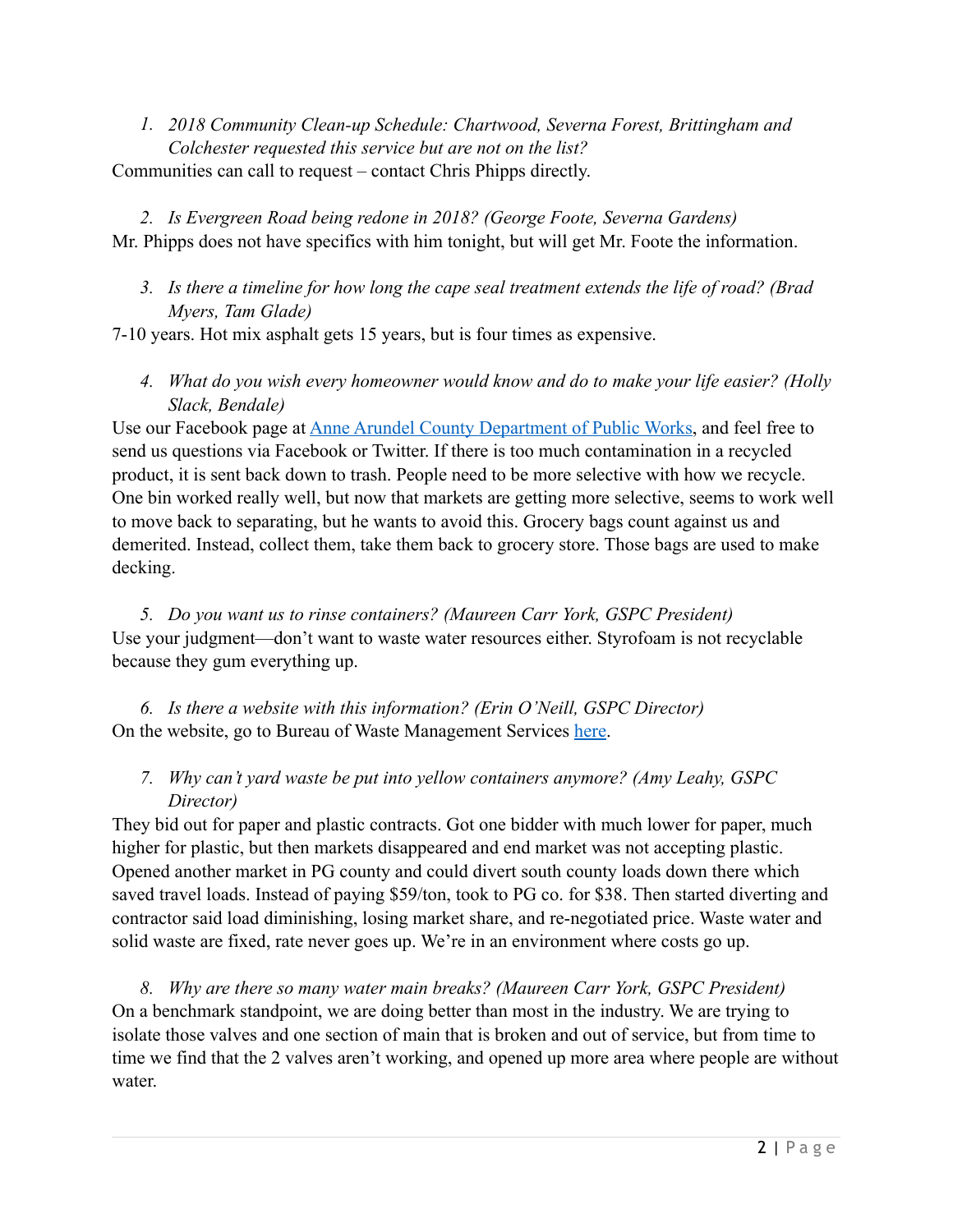1. *2018 Community Clean-up Schedule: Chartwood, Severna Forest, Brittingham and Colchester requested this service but are not on the list?*

Communities can call to request – contact Chris Phipps directly.

2. *Is Evergreen Road being redone in 2018? (George Foote, Severna Gardens)*

Mr. Phipps does not have specifics with him tonight, but will get Mr. Foote the information.

3. *Is there a timeline for how long the cape seal treatment extends the life of road? (Brad Myers, Tam Glade)*

7-10 years. Hot mix asphalt gets 15 years, but is four times as expensive.

4. *What do you wish every homeowner would know and do to make your life easier? (Holly Slack, Bendale)*

Use our Facebook page at [Anne Arundel County Department of Public Works](), and feel free to send us questions via Facebook or Twitter. If there is too much contamination in a recycled product, it is sent back down to trash. People need to be more selective with how we recycle. One bin worked really well, but now that markets are getting more selective, seems to work well to move back to separating, but he wants to avoid this. Grocery bags count against us and demerited. Instead, collect them, take them back to grocery store. Those bags are used to make decking.

5. *Do you want us to rinse containers? (Maureen Carr York, GSPC President)*

Use your judgment—don't want to waste water resources either. Styrofoam is not recyclable because they gum everything up.

6. *Is there a website with this information? (Erin O'Neill, GSPC Director)*

On the website, go to Bureau of Waste Management Services [here]().

7. *Why can't yard waste be put into yellow containers anymore? (Amy Leahy, GSPC Director)*

They bid out for paper and plastic contracts. Got one bidder with much lower for paper, much higher for plastic, but then markets disappeared and end market was not accepting plastic. Opened another market in PG county and could divert south county loads down there which saved travel loads. Instead of paying $59/ton, took to PG co. for $38. Then started diverting and contractor said load diminishing, losing market share, and re-negotiated price. Waste water and solid waste are fixed, rate never goes up. We're in an environment where costs go up.

8. *Why are there so many water main breaks? (Maureen Carr York, GSPC President)*

On a benchmark standpoint, we are doing better than most in the industry. We are trying to isolate those valves and one section of main that is broken and out of service, but from time to time we find that the 2 valves aren't working, and opened up more area where people are without water.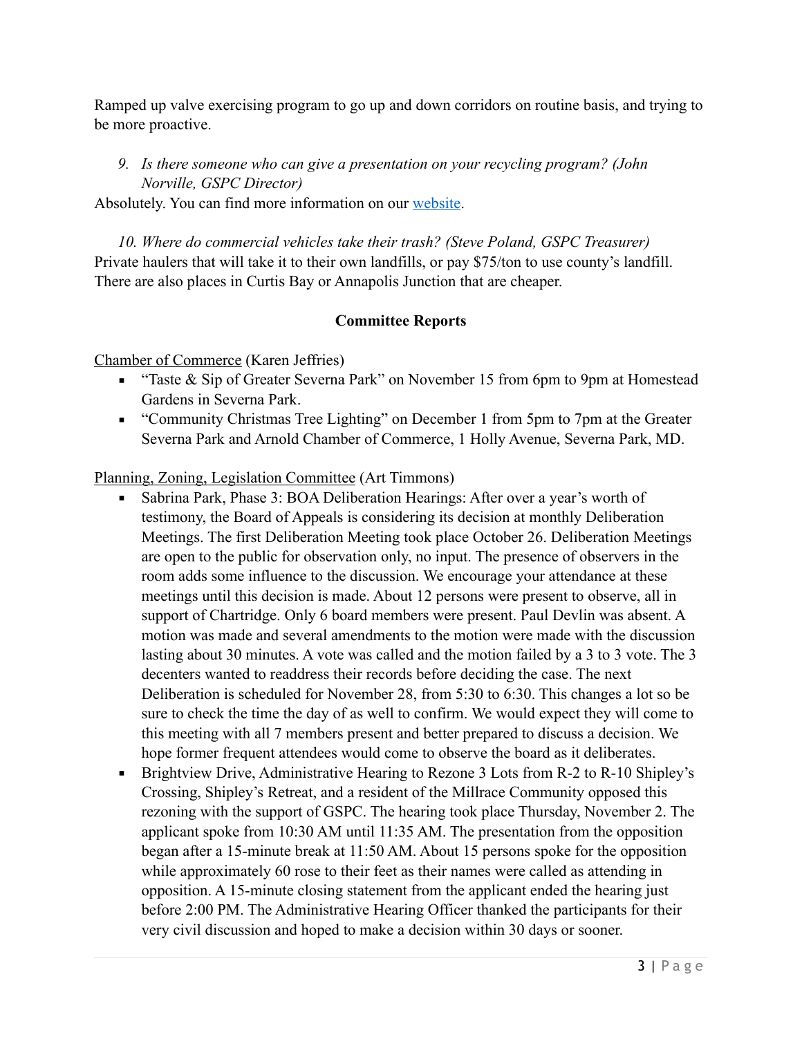Ramped up valve exercising program to go up and down corridors on routine basis, and trying to be more proactive.

9. *Is there someone who can give a presentation on your recycling program? (John Norville, GSPC Director)*

Absolutely. You can find more information on our [website](website).

10. *Where do commercial vehicles take their trash? (Steve Poland, GSPC Treasurer)*

Private haulers that will take it to their own landfills, or pay $75/ton to use county's landfill. There are also places in Curtis Bay or Annapolis Junction that are cheaper.

**Committee Reports**

Chamber of Commerce (Karen Jeffries)

- "Taste & Sip of Greater Severna Park" on November 15 from 6pm to 9pm at Homestead Gardens in Severna Park.
- "Community Christmas Tree Lighting" on December 1 from 5pm to 7pm at the Greater Severna Park and Arnold Chamber of Commerce, 1 Holly Avenue, Severna Park, MD.

Planning, Zoning, Legislation Committee (Art Timmons)

- Sabrina Park, Phase 3: BOA Deliberation Hearings: After over a year's worth of testimony, the Board of Appeals is considering its decision at monthly Deliberation Meetings. The first Deliberation Meeting took place October 26. Deliberation Meetings are open to the public for observation only, no input. The presence of observers in the room adds some influence to the discussion. We encourage your attendance at these meetings until this decision is made. About 12 persons were present to observe, all in support of Chartridge. Only 6 board members were present. Paul Devlin was absent. A motion was made and several amendments to the motion were made with the discussion lasting about 30 minutes. A vote was called and the motion failed by a 3 to 3 vote. The 3 decenters wanted to readdress their records before deciding the case. The next Deliberation is scheduled for November 28, from 5:30 to 6:30. This changes a lot so be sure to check the time the day of as well to confirm. We would expect they will come to this meeting with all 7 members present and better prepared to discuss a decision. We hope former frequent attendees would come to observe the board as it deliberates.
- Brightview Drive, Administrative Hearing to Rezone 3 Lots from R-2 to R-10 Shipley's Crossing, Shipley's Retreat, and a resident of the Millrace Community opposed this rezoning with the support of GSPC. The hearing took place Thursday, November 2. The applicant spoke from 10:30 AM until 11:35 AM. The presentation from the opposition began after a 15-minute break at 11:50 AM. About 15 persons spoke for the opposition while approximately 60 rose to their feet as their names were called as attending in opposition. A 15-minute closing statement from the applicant ended the hearing just before 2:00 PM. The Administrative Hearing Officer thanked the participants for their very civil discussion and hoped to make a decision within 30 days or sooner.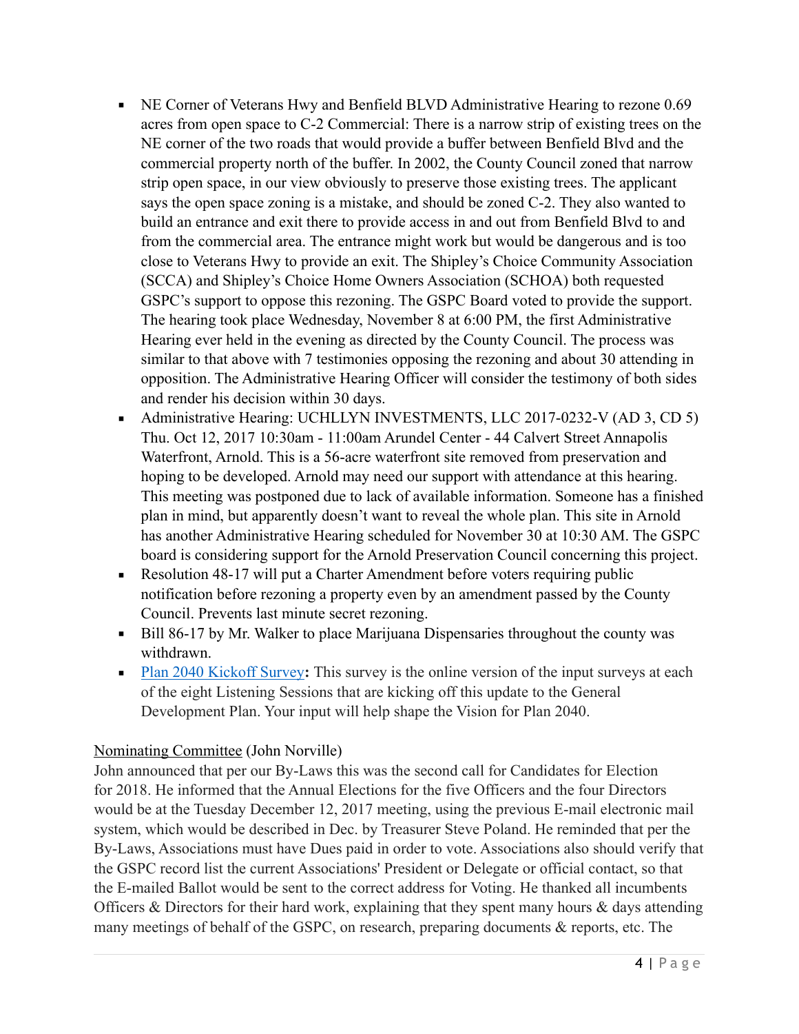- NE Corner of Veterans Hwy and Benfield BLVD Administrative Hearing to rezone 0.69 acres from open space to C-2 Commercial: There is a narrow strip of existing trees on the NE corner of the two roads that would provide a buffer between Benfield Blvd and the commercial property north of the buffer. In 2002, the County Council zoned that narrow strip open space, in our view obviously to preserve those existing trees. The applicant says the open space zoning is a mistake, and should be zoned C-2. They also wanted to build an entrance and exit there to provide access in and out from Benfield Blvd to and from the commercial area. The entrance might work but would be dangerous and is too close to Veterans Hwy to provide an exit. The Shipley's Choice Community Association (SCCA) and Shipley's Choice Home Owners Association (SCHOA) both requested GSPC's support to oppose this rezoning. The GSPC Board voted to provide the support. The hearing took place Wednesday, November 8 at 6:00 PM, the first Administrative Hearing ever held in the evening as directed by the County Council. The process was similar to that above with 7 testimonies opposing the rezoning and about 30 attending in opposition. The Administrative Hearing Officer will consider the testimony of both sides and render his decision within 30 days.
- Administrative Hearing: UCHLLYN INVESTMENTS, LLC 2017-0232-V (AD 3, CD 5) Thu. Oct 12, 2017 10:30am - 11:00am Arundel Center - 44 Calvert Street Annapolis Waterfront, Arnold. This is a 56-acre waterfront site removed from preservation and hoping to be developed. Arnold may need our support with attendance at this hearing. This meeting was postponed due to lack of available information. Someone has a finished plan in mind, but apparently doesn't want to reveal the whole plan. This site in Arnold has another Administrative Hearing scheduled for November 30 at 10:30 AM. The GSPC board is considering support for the Arnold Preservation Council concerning this project.
- Resolution 48-17 will put a Charter Amendment before voters requiring public notification before rezoning a property even by an amendment passed by the County Council. Prevents last minute secret rezoning.
- Bill 86-17 by Mr. Walker to place Marijuana Dispensaries throughout the county was withdrawn.
- Plan 2040 Kickoff Survey**:** This survey is the online version of the input surveys at each of the eight Listening Sessions that are kicking off this update to the General Development Plan. Your input will help shape the Vision for Plan 2040.

Nominating Committee (John Norville)

John announced that per our By-Laws this was the second call for Candidates for Election for 2018. He informed that the Annual Elections for the five Officers and the four Directors would be at the Tuesday December 12, 2017 meeting, using the previous E-mail electronic mail system, which would be described in Dec. by Treasurer Steve Poland. He reminded that per the By-Laws, Associations must have Dues paid in order to vote. Associations also should verify that the GSPC record list the current Associations' President or Delegate or official contact, so that the E-mailed Ballot would be sent to the correct address for Voting. He thanked all incumbents Officers & Directors for their hard work, explaining that they spent many hours & days attending many meetings of behalf of the GSPC, on research, preparing documents & reports, etc. The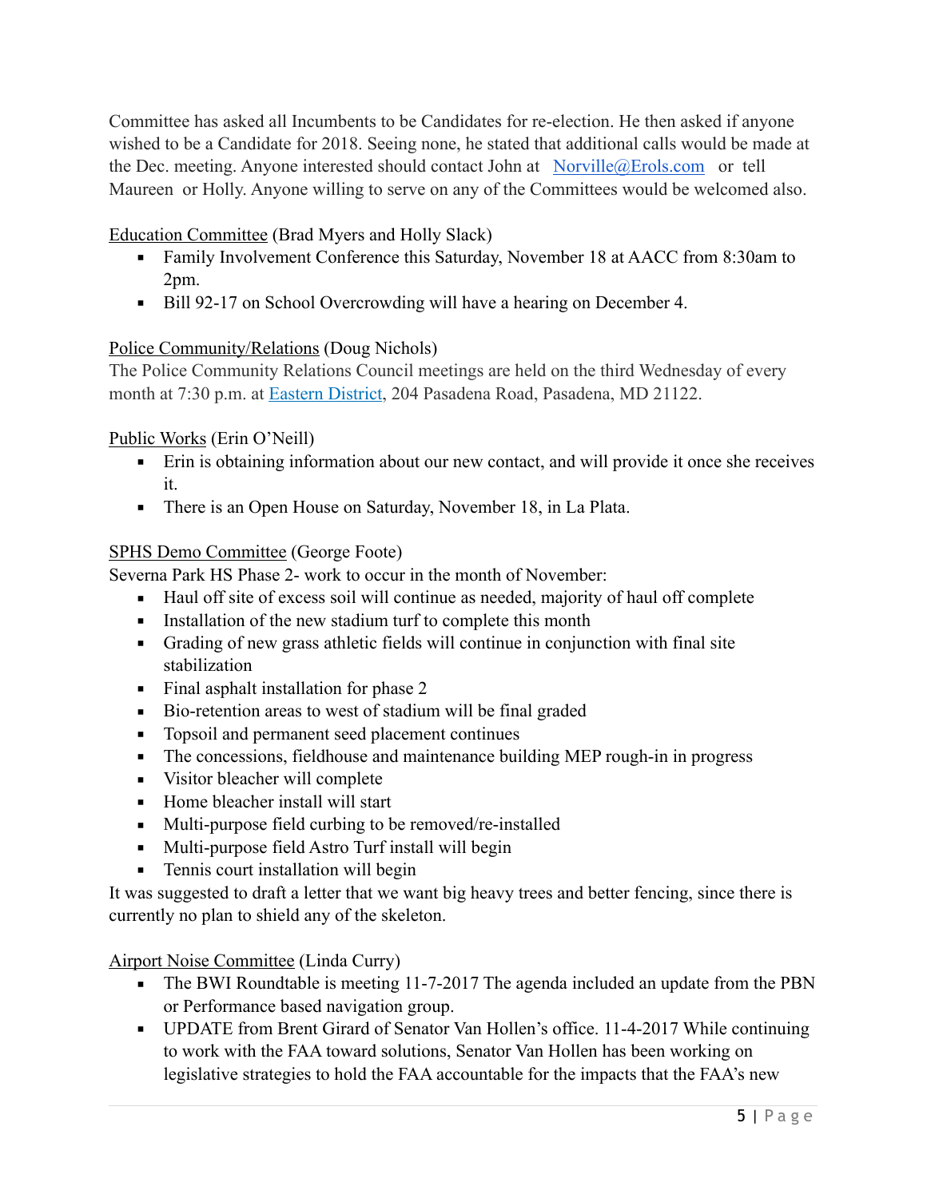Committee has asked all Incumbents to be Candidates for re-election. He then asked if anyone wished to be a Candidate for 2018. Seeing none, he stated that additional calls would be made at the Dec. meeting. Anyone interested should contact John at [Norville@Erols.com](mailto:Norville@Erols.com) or tell Maureen or Holly. Anyone willing to serve on any of the Committees would be welcomed also.

<u>Education Committee</u> (Brad Myers and Holly Slack)

- Family Involvement Conference this Saturday, November 18 at AACC from 8:30am to 2pm.
- Bill 92-17 on School Overcrowding will have a hearing on December 4.

<u>Police Community/Relations</u> (Doug Nichols)

The Police Community Relations Council meetings are held on the third Wednesday of every month at 7:30 p.m. at Eastern District, 204 Pasadena Road, Pasadena, MD 21122.

<u>Public Works</u> (Erin O'Neill)

- Erin is obtaining information about our new contact, and will provide it once she receives it.
- There is an Open House on Saturday, November 18, in La Plata.

<u>SPHS Demo Committee</u> (George Foote)

Severna Park HS Phase 2- work to occur in the month of November:

- Haul off site of excess soil will continue as needed, majority of haul off complete
- Installation of the new stadium turf to complete this month
- Grading of new grass athletic fields will continue in conjunction with final site stabilization
- Final asphalt installation for phase 2
- Bio-retention areas to west of stadium will be final graded
- Topsoil and permanent seed placement continues
- The concessions, fieldhouse and maintenance building MEP rough-in in progress
- Visitor bleacher will complete
- Home bleacher install will start
- Multi-purpose field curbing to be removed/re-installed
- Multi-purpose field Astro Turf install will begin
- Tennis court installation will begin

It was suggested to draft a letter that we want big heavy trees and better fencing, since there is currently no plan to shield any of the skeleton.

<u>Airport Noise Committee</u> (Linda Curry)

- The BWI Roundtable is meeting 11-7-2017 The agenda included an update from the PBN or Performance based navigation group.
- UPDATE from Brent Girard of Senator Van Hollen's office. 11-4-2017 While continuing to work with the FAA toward solutions, Senator Van Hollen has been working on legislative strategies to hold the FAA accountable for the impacts that the FAA's new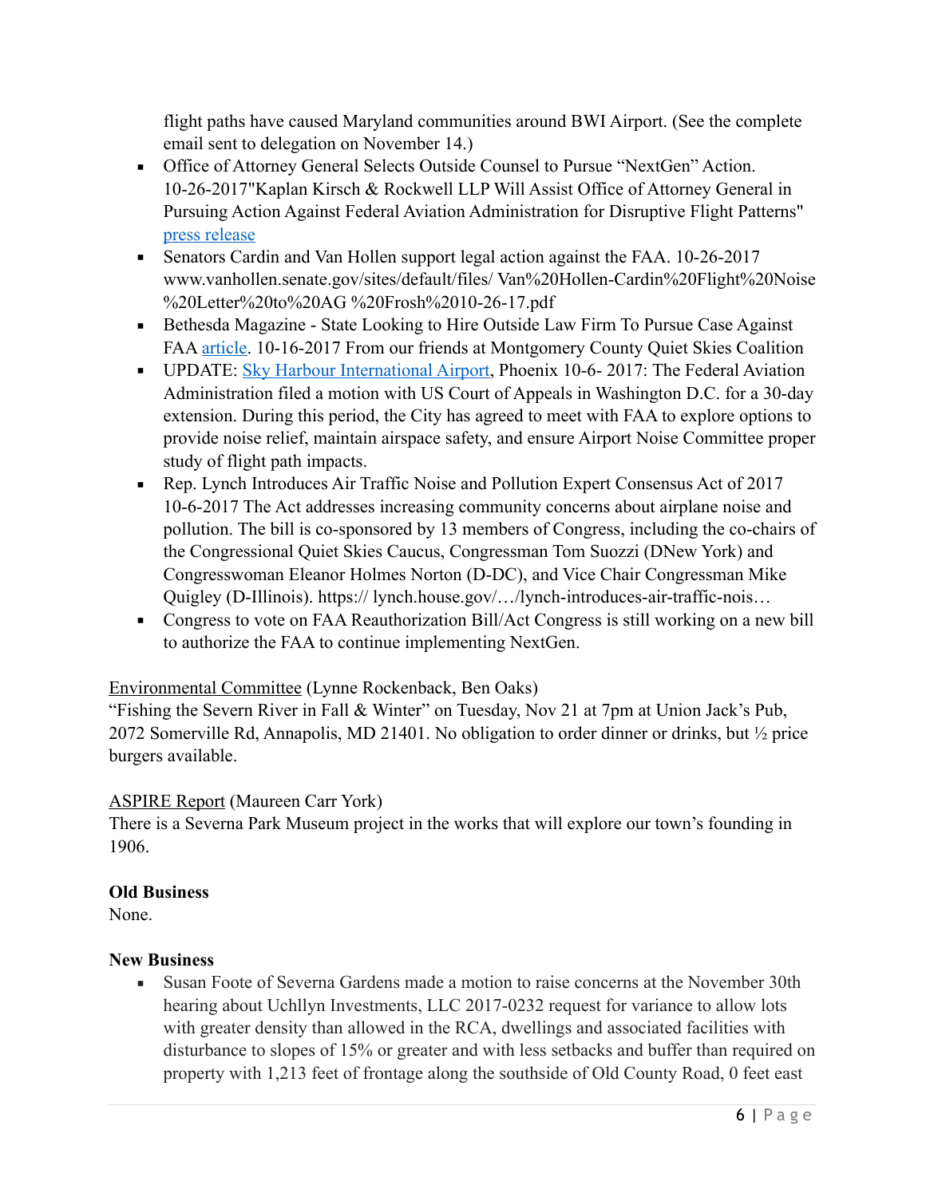flight paths have caused Maryland communities around BWI Airport. (See the complete email sent to delegation on November 14.)

- Office of Attorney General Selects Outside Counsel to Pursue "NextGen" Action. 10-26-2017"Kaplan Kirsch & Rockwell LLP Will Assist Office of Attorney General in Pursuing Action Against Federal Aviation Administration for Disruptive Flight Patterns" press release
- Senators Cardin and Van Hollen support legal action against the FAA. 10-26-2017 www.vanhollen.senate.gov/sites/default/files/ Van%20Hollen-Cardin%20Flight%20Noise %20Letter%20to%20AG %20Frosh%2010-26-17.pdf
- Bethesda Magazine - State Looking to Hire Outside Law Firm To Pursue Case Against FAA article. 10-16-2017 From our friends at Montgomery County Quiet Skies Coalition
- UPDATE: Sky Harbour International Airport, Phoenix 10-6- 2017: The Federal Aviation Administration filed a motion with US Court of Appeals in Washington D.C. for a 30-day extension. During this period, the City has agreed to meet with FAA to explore options to provide noise relief, maintain airspace safety, and ensure Airport Noise Committee proper study of flight path impacts.
- Rep. Lynch Introduces Air Traffic Noise and Pollution Expert Consensus Act of 2017 10-6-2017 The Act addresses increasing community concerns about airplane noise and pollution. The bill is co-sponsored by 13 members of Congress, including the co-chairs of the Congressional Quiet Skies Caucus, Congressman Tom Suozzi (DNew York) and Congresswoman Eleanor Holmes Norton (D-DC), and Vice Chair Congressman Mike Quigley (D-Illinois). https:// lynch.house.gov/…/lynch-introduces-air-traffic-nois…
- Congress to vote on FAA Reauthorization Bill/Act Congress is still working on a new bill to authorize the FAA to continue implementing NextGen.

Environmental Committee (Lynne Rockenback, Ben Oaks)
"Fishing the Severn River in Fall & Winter" on Tuesday, Nov 21 at 7pm at Union Jack's Pub, 2072 Somerville Rd, Annapolis, MD 21401. No obligation to order dinner or drinks, but ½ price burgers available.

ASPIRE Report (Maureen Carr York)
There is a Severna Park Museum project in the works that will explore our town's founding in 1906.

**Old Business**
None.

**New Business**

- Susan Foote of Severna Gardens made a motion to raise concerns at the November 30th hearing about Uchllyn Investments, LLC 2017-0232 request for variance to allow lots with greater density than allowed in the RCA, dwellings and associated facilities with disturbance to slopes of 15% or greater and with less setbacks and buffer than required on property with 1,213 feet of frontage along the southside of Old County Road, 0 feet east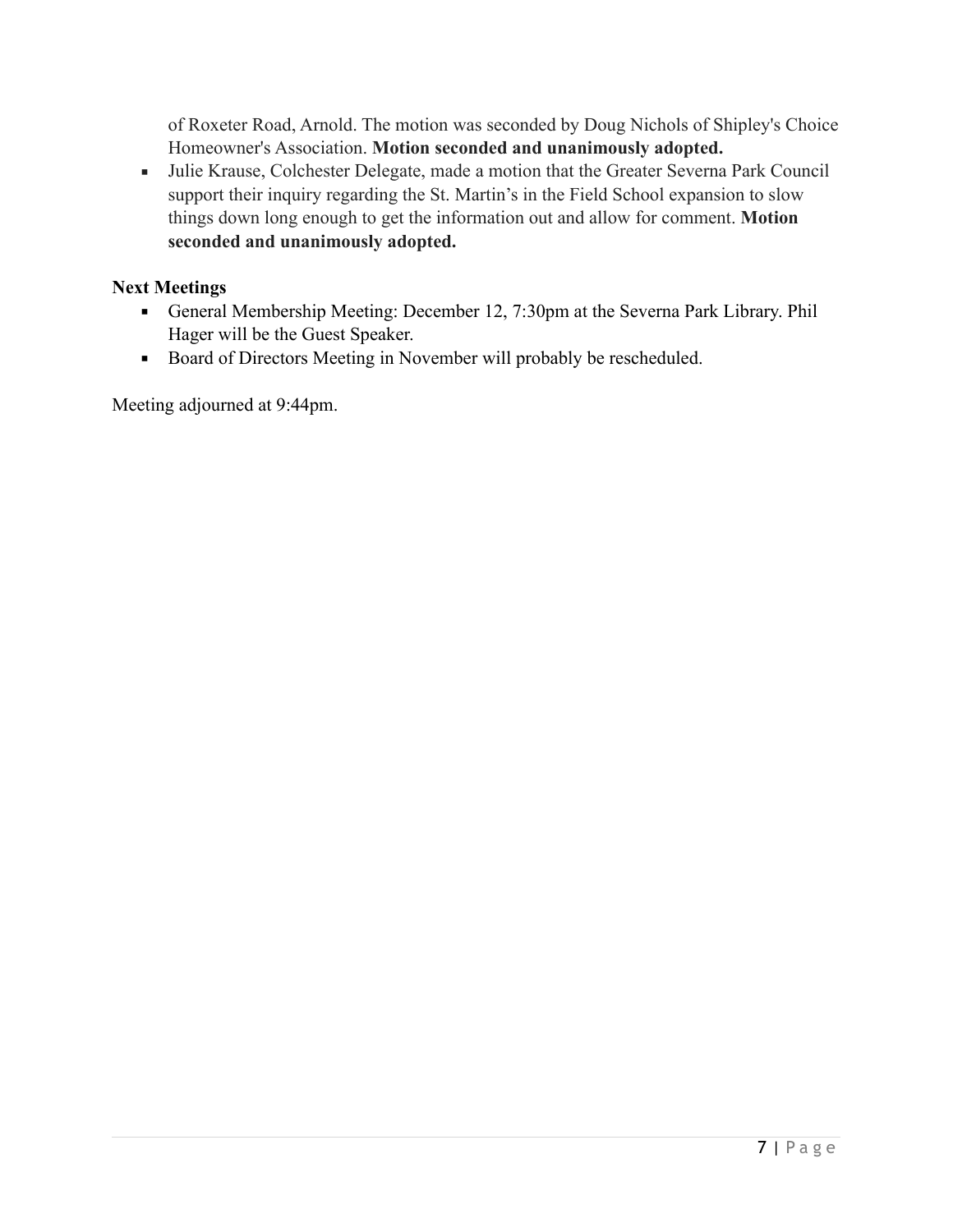of Roxeter Road, Arnold. The motion was seconded by Doug Nichols of Shipley's Choice Homeowner's Association. **Motion seconded and unanimously adopted.**

- Julie Krause, Colchester Delegate, made a motion that the Greater Severna Park Council support their inquiry regarding the St. Martin's in the Field School expansion to slow things down long enough to get the information out and allow for comment. **Motion seconded and unanimously adopted.**

**Next Meetings**

- General Membership Meeting: December 12, 7:30pm at the Severna Park Library. Phil Hager will be the Guest Speaker.
- Board of Directors Meeting in November will probably be rescheduled.

Meeting adjourned at 9:44pm.